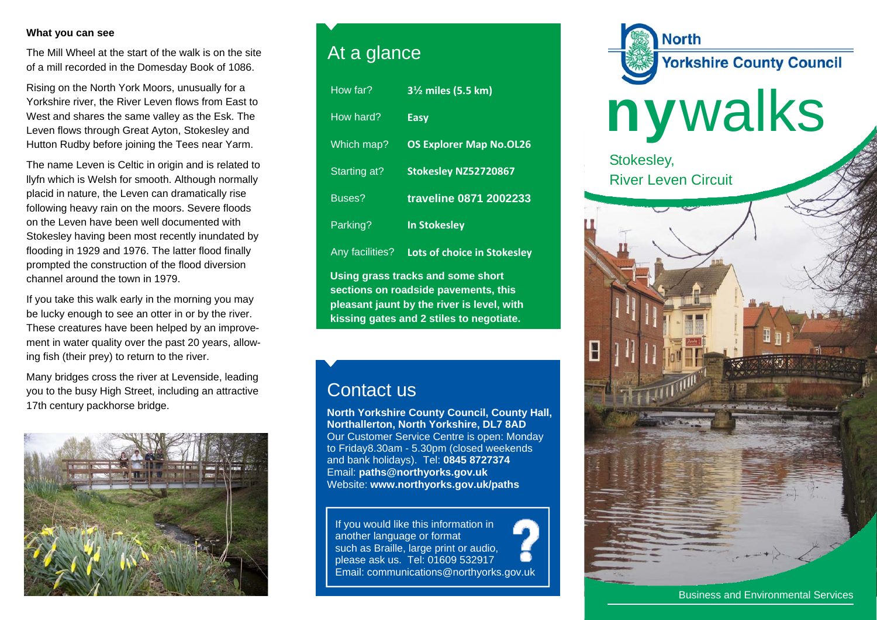**What you can see**

The Mill Wheel at the start of the walk is on the site of a mill recorded in the Domesday Book of 1086.

Rising on the North York Moors, unusually for a Yorkshire river, the River Leven flows from East to West and shares the same valley as the Esk. The Leven flows through Great Ayton, Stokesley and Hutton Rudby before joining the Tees near Yarm.

The name Leven is Celtic in origin and is related to llyfn which is Welsh for smooth. Although normally placid in nature, the Leven can dramatically rise following heavy rain on the moors. Severe floods on the Leven have been well documented with Stokesley having been most recently inundated by flooding in 1929 and 1976. The latter flood finally prompted the construction of the flood diversion channel around the town in 1979.

If you take this walk early in the morning you may be lucky enough to see an otter in or by the river. These creatures have been helped by an improvement in water quality over the past 20 years, allowing fish (their prey) to return to the river.

Many bridges cross the river at Levenside, leading you to the busy High Street, including an attractive 17th century packhorse bridge.

## At a glance

| | |
|---|---|
| How far? | **3½ miles (5.5 km)** |
| How hard? | **Easy** |
| Which map? | **OS Explorer Map No.OL26** |
| Starting at? | **Stokesley NZ52720867** |
| Buses? | **traveline 0871 2002233** |
| Parking? | **In Stokesley** |
| Any facilities? | **Lots of choice in Stokesley** |

**Using grass tracks and some short sections on roadside pavements, this pleasant jaunt by the river is level, with kissing gates and 2 stiles to negotiate.**

## Contact us

**North Yorkshire County Council, County Hall, Northallerton, North Yorkshire, DL7 8AD**
Our Customer Service Centre is open: Monday to Friday8.30am - 5.30pm (closed weekends and bank holidays). Tel: **0845 8727374**
Email: **paths@northyorks.gov.uk**
Website: **www.northyorks.gov.uk/paths**

If you would like this information in another language or format such as Braille, large print or audio, please ask us. Tel: 01609 532917
Email: communications@northyorks.gov.uk

North Yorkshire County Council

# nywalks

## Stokesley, River Leven Circuit

Business and Environmental Services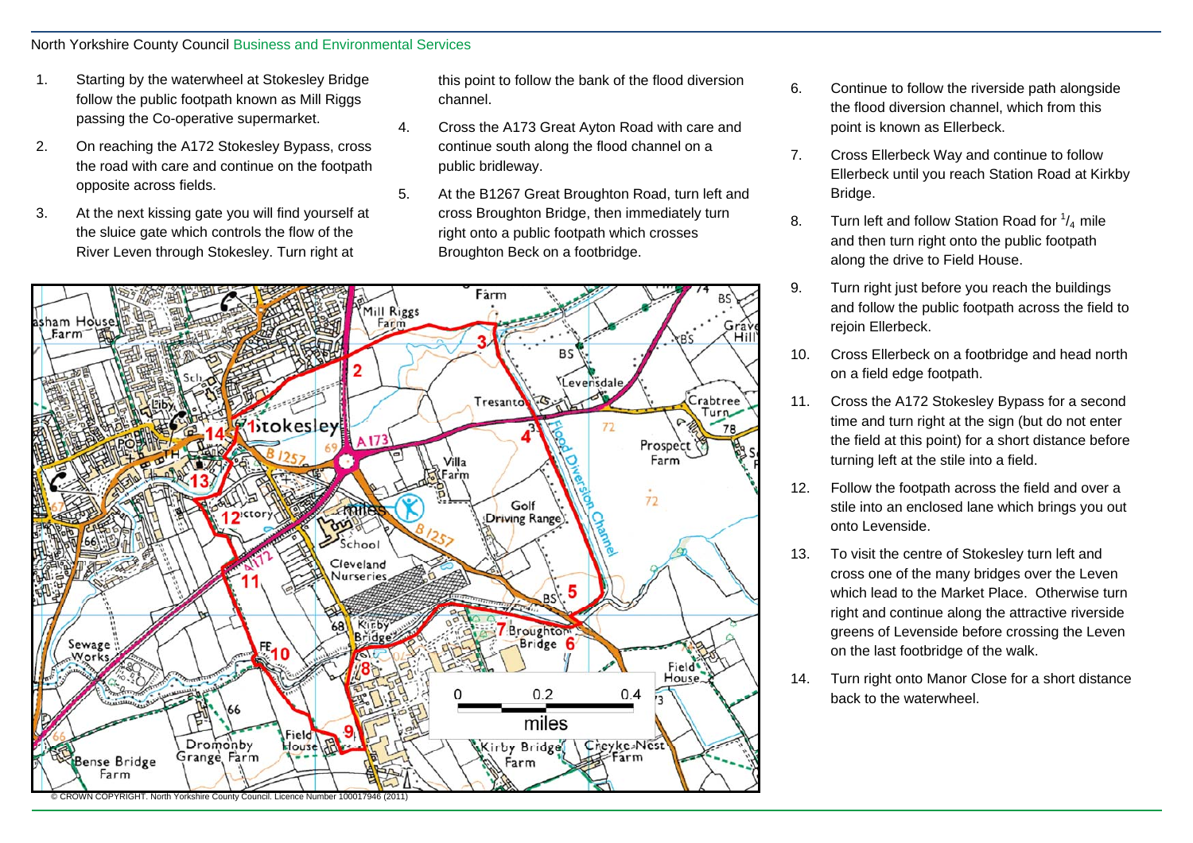1. Starting by the waterwheel at Stokesley Bridge follow the public footpath known as Mill Riggs passing the Co-operative supermarket.
2. On reaching the A172 Stokesley Bypass, cross the road with care and continue on the footpath opposite across fields.
3. At the next kissing gate you will find yourself at the sluice gate which controls the flow of the River Leven through Stokesley. Turn right at this point to follow the bank of the flood diversion channel.
4. Cross the A173 Great Ayton Road with care and continue south along the flood channel on a public bridleway.
5. At the B1267 Great Broughton Road, turn left and cross Broughton Bridge, then immediately turn right onto a public footpath which crosses Broughton Beck on a footbridge.
6. Continue to follow the riverside path alongside the flood diversion channel, which from this point is known as Ellerbeck.
7. Cross Ellerbeck Way and continue to follow Ellerbeck until you reach Station Road at Kirkby Bridge.
8. Turn left and follow Station Road for $^1/_4$ mile and then turn right onto the public footpath along the drive to Field House.
9. Turn right just before you reach the buildings and follow the public footpath across the field to rejoin Ellerbeck.
10. Cross Ellerbeck on a footbridge and head north on a field edge footpath.
11. Cross the A172 Stokesley Bypass for a second time and turn right at the sign (but do not enter the field at this point) for a short distance before turning left at the stile into a field.
12. Follow the footpath across the field and over a stile into an enclosed lane which brings you out onto Levenside.
13. To visit the centre of Stokesley turn left and cross one of the many bridges over the Leven which lead to the Market Place. Otherwise turn right and continue along the attractive riverside greens of Levenside before crossing the Leven on the last footbridge of the walk.
14. Turn right onto Manor Close for a short distance back to the waterwheel.

© CROWN COPYRIGHT. North Yorkshire County Council. Licence Number 100017946 (2011)